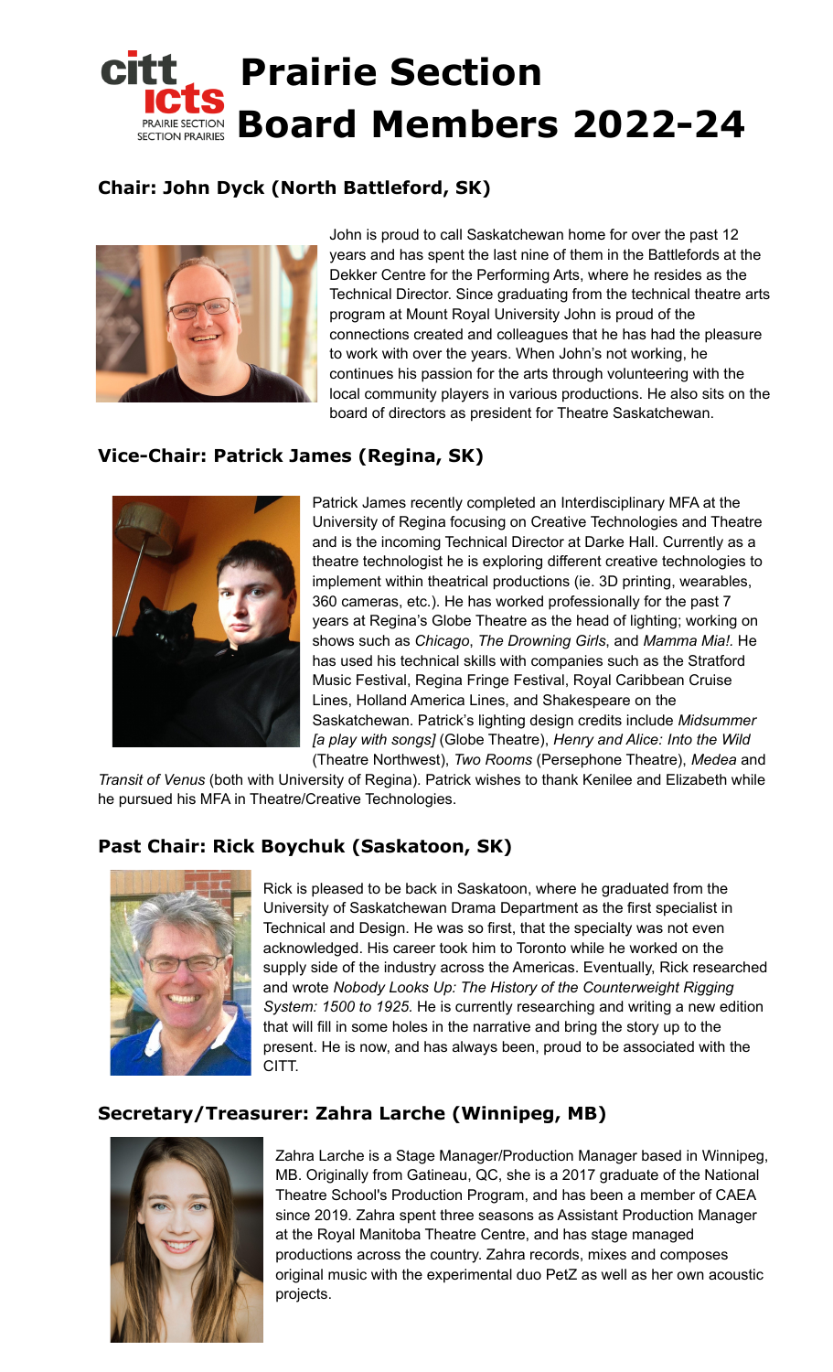# Prairie Section Board Members 2022-24

## Chair: John Dyck (North Battleford, SK)

John is proud to call Saskatchewan home for over the past 12 years and has spent the last nine of them in the Battlefords at the Dekker Centre for the Performing Arts, where he resides as the Technical Director. Since graduating from the technical theatre arts program at Mount Royal University John is proud of the connections created and colleagues that he has had the pleasure to work with over the years. When John's not working, he continues his passion for the arts through volunteering with the local community players in various productions. He also sits on the board of directors as president for Theatre Saskatchewan.

## Vice-Chair: Patrick James (Regina, SK)

Patrick James recently completed an Interdisciplinary MFA at the University of Regina focusing on Creative Technologies and Theatre and is the incoming Technical Director at Darke Hall. Currently as a theatre technologist he is exploring different creative technologies to implement within theatrical productions (ie. 3D printing, wearables, 360 cameras, etc.). He has worked professionally for the past 7 years at Regina's Globe Theatre as the head of lighting; working on shows such as *Chicago*, *The Drowning Girls*, and *Mamma Mia!.* He has used his technical skills with companies such as the Stratford Music Festival, Regina Fringe Festival, Royal Caribbean Cruise Lines, Holland America Lines, and Shakespeare on the Saskatchewan. Patrick's lighting design credits include *Midsummer [a play with songs]* (Globe Theatre), *Henry and Alice: Into the Wild* (Theatre Northwest), *Two Rooms* (Persephone Theatre), *Medea* and *Transit of Venus* (both with University of Regina). Patrick wishes to thank Kenilee and Elizabeth while he pursued his MFA in Theatre/Creative Technologies.

## Past Chair: Rick Boychuk (Saskatoon, SK)

Rick is pleased to be back in Saskatoon, where he graduated from the University of Saskatchewan Drama Department as the first specialist in Technical and Design. He was so first, that the specialty was not even acknowledged. His career took him to Toronto while he worked on the supply side of the industry across the Americas. Eventually, Rick researched and wrote *Nobody Looks Up: The History of the Counterweight Rigging System: 1500 to 1925.* He is currently researching and writing a new edition that will fill in some holes in the narrative and bring the story up to the present. He is now, and has always been, proud to be associated with the CITT.

## Secretary/Treasurer: Zahra Larche (Winnipeg, MB)

Zahra Larche is a Stage Manager/Production Manager based in Winnipeg, MB. Originally from Gatineau, QC, she is a 2017 graduate of the National Theatre School's Production Program, and has been a member of CAEA since 2019. Zahra spent three seasons as Assistant Production Manager at the Royal Manitoba Theatre Centre, and has stage managed productions across the country. Zahra records, mixes and composes original music with the experimental duo PetZ as well as her own acoustic projects.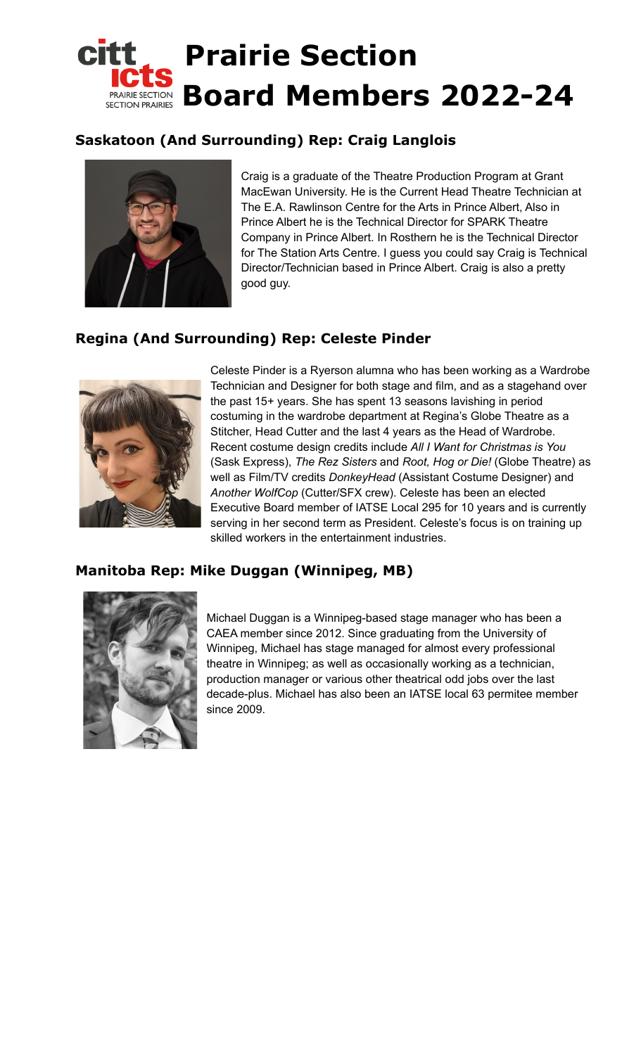# Prairie Section Board Members 2022-24

citt icts PRAIRIE SECTION SECTION PRAIRIES

### Saskatoon (And Surrounding) Rep: Craig Langlois

Craig is a graduate of the Theatre Production Program at Grant MacEwan University. He is the Current Head Theatre Technician at The E.A. Rawlinson Centre for the Arts in Prince Albert, Also in Prince Albert he is the Technical Director for SPARK Theatre Company in Prince Albert. In Rosthern he is the Technical Director for The Station Arts Centre. I guess you could say Craig is Technical Director/Technician based in Prince Albert. Craig is also a pretty good guy.

### Regina (And Surrounding) Rep: Celeste Pinder

Celeste Pinder is a Ryerson alumna who has been working as a Wardrobe Technician and Designer for both stage and film, and as a stagehand over the past 15+ years. She has spent 13 seasons lavishing in period costuming in the wardrobe department at Regina's Globe Theatre as a Stitcher, Head Cutter and the last 4 years as the Head of Wardrobe. Recent costume design credits include *All I Want for Christmas is You* (Sask Express), *The Rez Sisters* and *Root, Hog or Die!* (Globe Theatre) as well as Film/TV credits *DonkeyHead* (Assistant Costume Designer) and *Another WolfCop* (Cutter/SFX crew). Celeste has been an elected Executive Board member of IATSE Local 295 for 10 years and is currently serving in her second term as President. Celeste's focus is on training up skilled workers in the entertainment industries.

### Manitoba Rep: Mike Duggan (Winnipeg, MB)

Michael Duggan is a Winnipeg-based stage manager who has been a CAEA member since 2012. Since graduating from the University of Winnipeg, Michael has stage managed for almost every professional theatre in Winnipeg; as well as occasionally working as a technician, production manager or various other theatrical odd jobs over the last decade-plus. Michael has also been an IATSE local 63 permitee member since 2009.